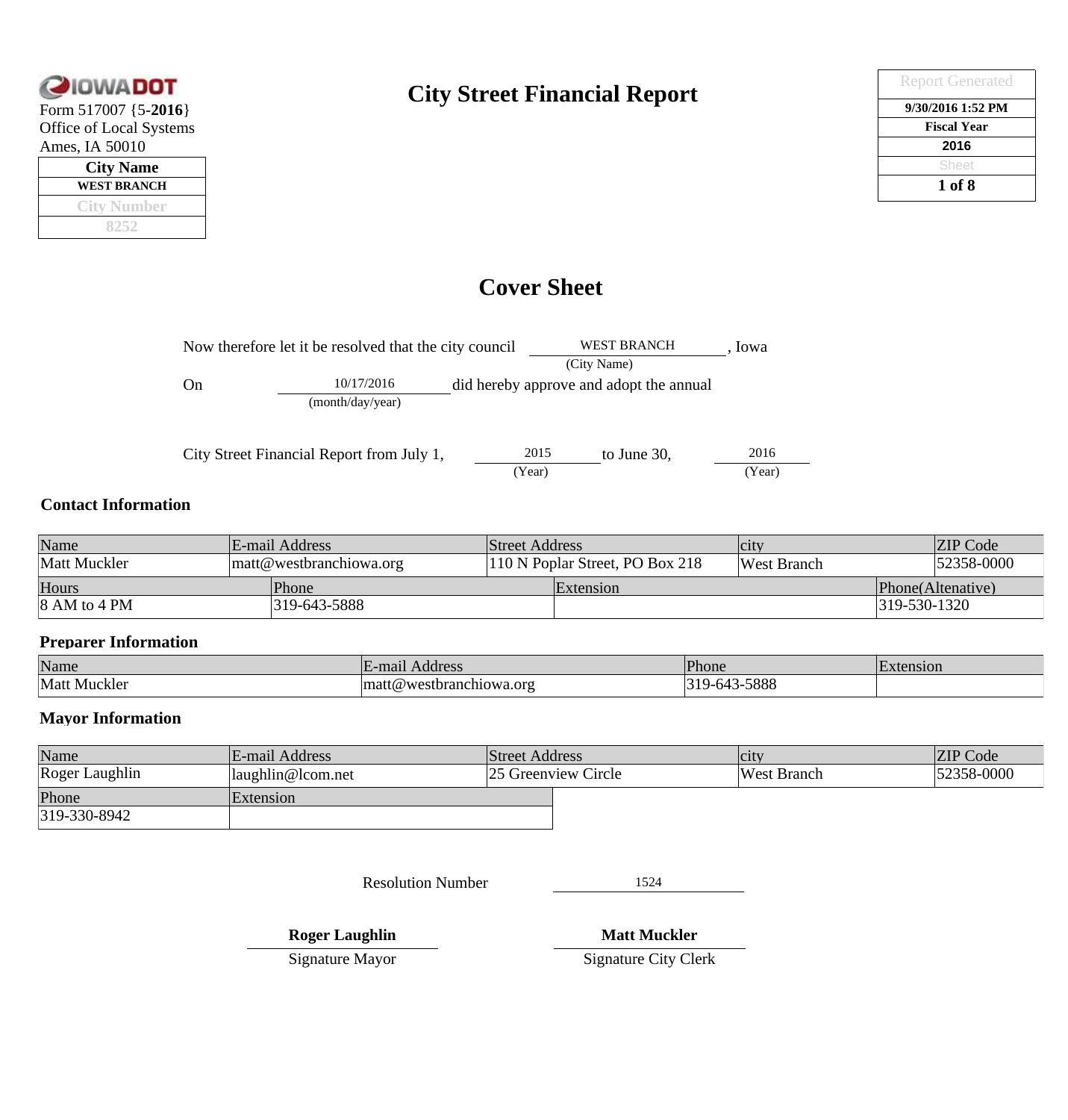IOWADOT

Form 517007 {5-**2016**}
Office of Local Systems
Ames, IA 50010

| City Name |
| --- |
| WEST BRANCH |
| City Number |
| 8252 |

# City Street Financial Report

| Report Generated |
| --- |
| 9/30/2016 1:52 PM |
| Fiscal Year |
| 2016 |

## Cover Sheet

Now therefore let it be resolved that the city council WEST BRANCH (City Name), Iowa

On 10/17/2016 (month/day/year) did hereby approve and adopt the annual

City Street Financial Report from July 1, 2015 (Year) to June 30, 2016 (Year)

### Contact Information

| Name | E-mail Address | Street Address | city | ZIP Code |
| --- | --- | --- | --- | --- |
| Matt Muckler | matt@westbranchiowa.org | 110 N Poplar Street, PO Box 218 | West Branch | 52358-0000 |

| Hours | Phone | Extension | Phone(Altenative) |
| --- | --- | --- | --- |
| 8 AM to 4 PM | 319-643-5888 | | 319-530-1320 |

### Preparer Information

| Name | E-mail Address | Phone | Extension |
| --- | --- | --- | --- |
| Matt Muckler | matt@westbranchiowa.org | 319-643-5888 | |

### Mayor Information

| Name | E-mail Address | Street Address | city | ZIP Code |
| --- | --- | --- | --- | --- |
| Roger Laughlin | laughlin@lcom.net | 25 Greenview Circle | West Branch | 52358-0000 |

| Phone | Extension |
| --- | --- |
| 319-330-8942 | |

Resolution Number 1524

**Roger Laughlin**
Signature Mayor

**Matt Muckler**
Signature City Clerk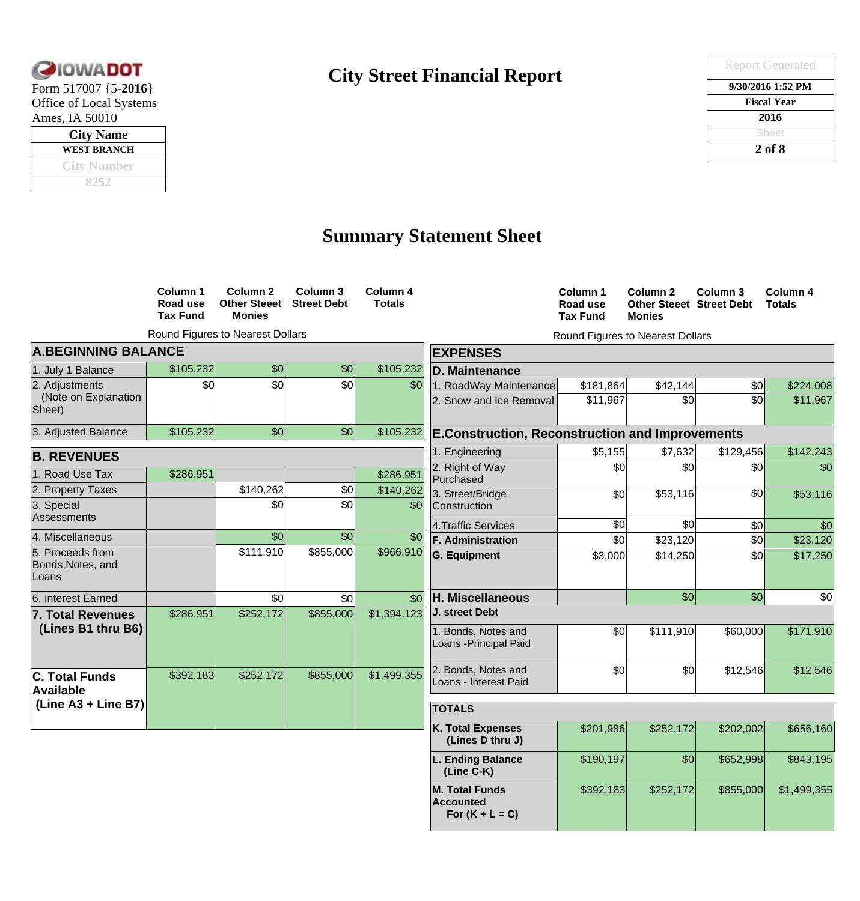IOWADOT
Form 517007 {5-**2016**}
Office of Local Systems
Ames, IA 50010

| City Name |
|---|
| WEST BRANCH |
| City Number |
| 8252 |

# City Street Financial Report

| Report Generated |
|---|
| 9/30/2016 1:52 PM |
| Fiscal Year |
| 2016 |
| Sheet |
| 2 of 8 |

## Summary Statement Sheet

Round Figures to Nearest Dollars

| | Column 1 Road use Tax Fund | Column 2 Other Steeet Monies | Column 3 Street Debt | Column 4 Totals |
|---|---|---|---|---|
| **A.BEGINNING BALANCE** | | | | |
| 1. July 1 Balance | $105,232 | $0 | $0 | $105,232 |
| 2. Adjustments (Note on Explanation Sheet) | $0 | $0 | $0 | $0 |
| 3. Adjusted Balance | $105,232 | $0 | $0 | $105,232 |
| **B. REVENUES** | | | | |
| 1. Road Use Tax | $286,951 | | | $286,951 |
| 2. Property Taxes | | $140,262 | $0 | $140,262 |
| 3. Special Assessments | | $0 | $0 | $0 |
| 4. Miscellaneous | | $0 | $0 | $0 |
| 5. Proceeds from Bonds,Notes, and Loans | | $111,910 | $855,000 | $966,910 |
| 6. Interest Earned | | $0 | $0 | $0 |
| **7. Total Revenues (Lines B1 thru B6)** | $286,951 | $252,172 | $855,000 | $1,394,123 |
| **C. Total Funds Available (Line A3 + Line B7)** | $392,183 | $252,172 | $855,000 | $1,499,355 |

Round Figures to Nearest Dollars

| | Column 1 Road use Tax Fund | Column 2 Other Steeet Monies | Column 3 Street Debt | Column 4 Totals |
|---|---|---|---|---|
| **EXPENSES** | | | | |
| **D. Maintenance** | | | | |
| 1. RoadWay Maintenance | $181,864 | $42,144 | $0 | $224,008 |
| 2. Snow and Ice Removal | $11,967 | $0 | $0 | $11,967 |
| **E.Construction, Reconstruction and Improvements** | | | | |
| 1. Engineering | $5,155 | $7,632 | $129,456 | $142,243 |
| 2. Right of Way Purchased | $0 | $0 | $0 | $0 |
| 3. Street/Bridge Construction | $0 | $53,116 | $0 | $53,116 |
| 4.Traffic Services | $0 | $0 | $0 | $0 |
| **F. Administration** | $0 | $23,120 | $0 | $23,120 |
| **G. Equipment** | $3,000 | $14,250 | $0 | $17,250 |
| **H. Miscellaneous** | | $0 | $0 | $0 |
| **J. street Debt** | | | | |
| 1. Bonds, Notes and Loans -Principal Paid | $0 | $111,910 | $60,000 | $171,910 |
| 2. Bonds, Notes and Loans - Interest Paid | $0 | $0 | $12,546 | $12,546 |
| **TOTALS** | | | | |
| **K. Total Expenses (Lines D thru J)** | $201,986 | $252,172 | $202,002 | $656,160 |
| **L. Ending Balance (Line C-K)** | $190,197 | $0 | $652,998 | $843,195 |
| **M. Total Funds Accounted For (K + L = C)** | $392,183 | $252,172 | $855,000 | $1,499,355 |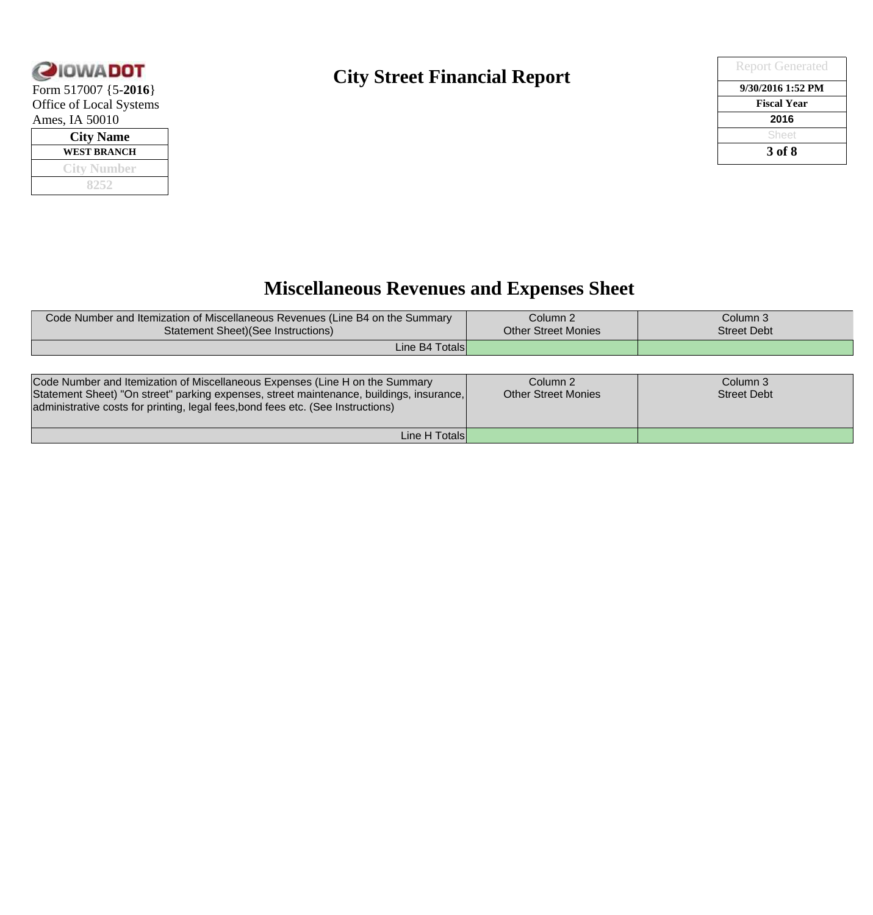Form 517007 {5-**2016**}
Office of Local Systems
Ames, IA 50010

| City Name |
|---|
| WEST BRANCH |
| City Number |
| 8252 |

# City Street Financial Report

| Report Generated |
|---|
| 9/30/2016 1:52 PM |
| Fiscal Year |
| 2016 |
| Sheet |
| 3 of 8 |

## Miscellaneous Revenues and Expenses Sheet

| Code Number and Itemization of Miscellaneous Revenues (Line B4 on the Summary Statement Sheet)(See Instructions) | Column 2 Other Street Monies | Column 3 Street Debt |
|---|---|---|
| Line B4 Totals | | |

| Code Number and Itemization of Miscellaneous Expenses (Line H on the Summary Statement Sheet) "On street" parking expenses, street maintenance, buildings, insurance, administrative costs for printing, legal fees,bond fees etc. (See Instructions) | Column 2 Other Street Monies | Column 3 Street Debt |
|---|---|---|
| Line H Totals | | |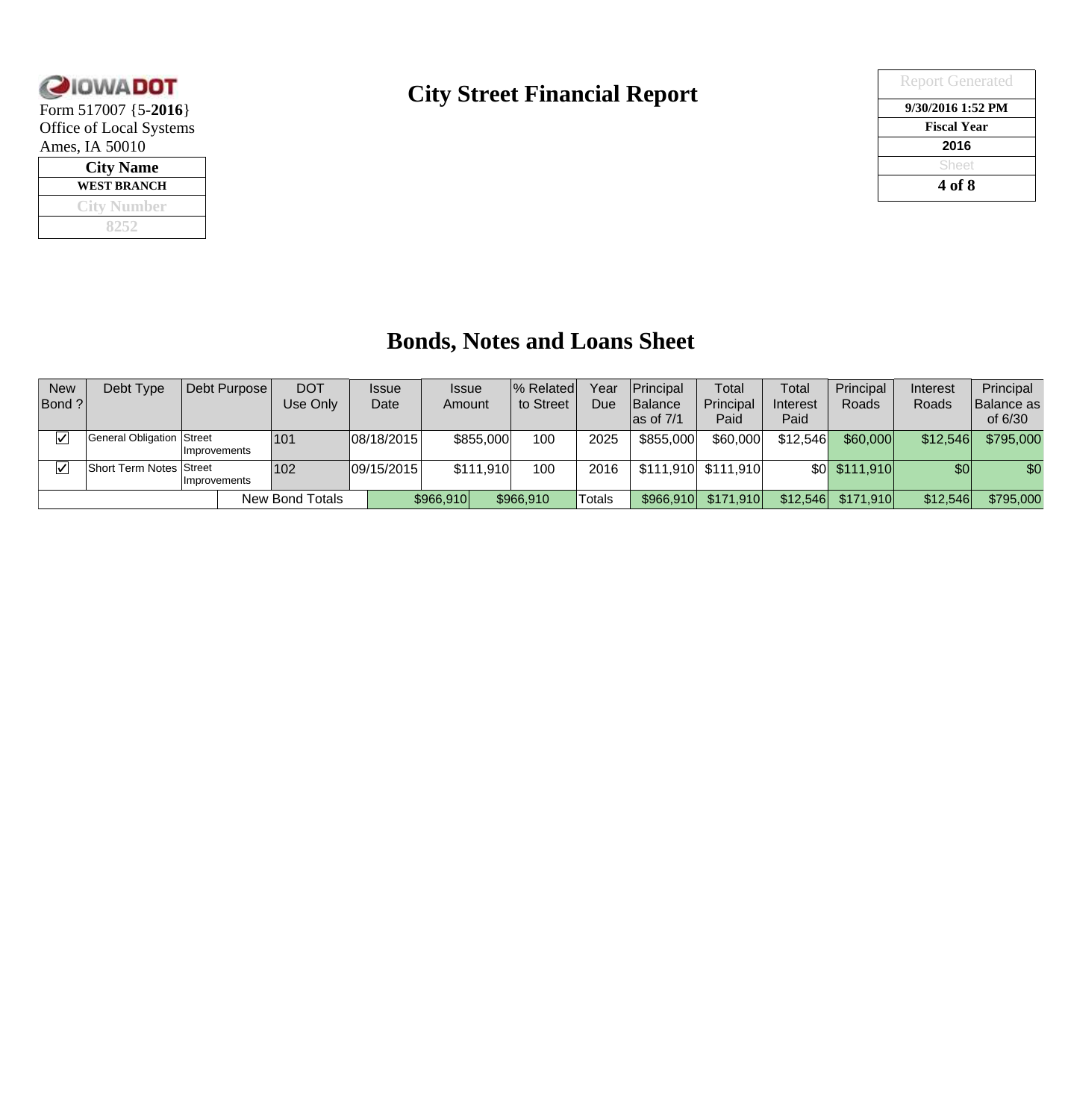IOWADOT
Form 517007 {5-**2016**}
Office of Local Systems
Ames, IA 50010

| City Name |
|---|
| WEST BRANCH |
| City Number |
| 8252 |

# City Street Financial Report

| Report Generated |
|---|
| 9/30/2016 1:52 PM |
| Fiscal Year |
| 2016 |
| Sheet |
| 4 of 8 |

## Bonds, Notes and Loans Sheet

| New Bond ? | Debt Type | Debt Purpose | DOT Use Only | Issue Date | Issue Amount | % Related to Street | Year Due | Principal Balance as of 7/1 | Total Principal Paid | Total Interest Paid | Principal Roads | Interest Roads | Principal Balance as of 6/30 |
|---|---|---|---|---|---|---|---|---|---|---|---|---|---|
| ☑ | General Obligation | Street Improvements | 101 | 08/18/2015 | $855,000 | 100 | 2025 | $855,000 | $60,000 | $12,546 | $60,000 | $12,546 | $795,000 |
| ☑ | Short Term Notes | Street Improvements | 102 | 09/15/2015 | $111,910 | 100 | 2016 | $111,910 | $111,910 | $0 | $111,910 | $0 | $0 |
| | | | New Bond Totals | | $966,910 | $966,910 | Totals | $966,910 | $171,910 | $12,546 | $171,910 | $12,546 | $795,000 |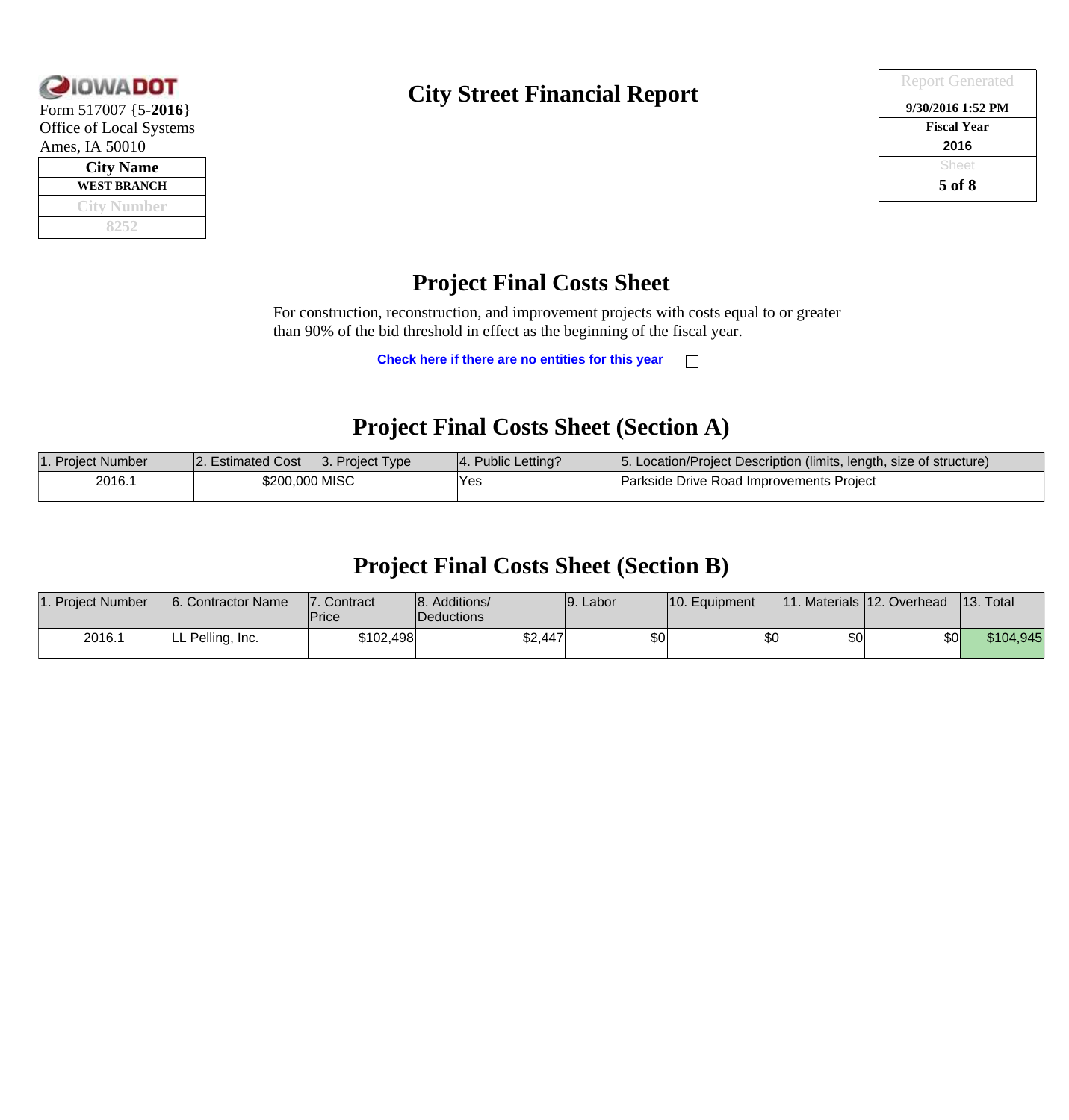IOWADOT

Form 517007 {5-**2016**}
Office of Local Systems
Ames, IA 50010

| City Name |
| --- |
| WEST BRANCH |
| City Number |
| 8252 |

# City Street Financial Report

| Report Generated |
| --- |
| 9/30/2016 1:52 PM |
| Fiscal Year |
| 2016 |
| Sheet |
| 5 of 8 |

## Project Final Costs Sheet

For construction, reconstruction, and improvement projects with costs equal to or greater than 90% of the bid threshold in effect as the beginning of the fiscal year.

**Check here if there are no entities for this year** ☐

## Project Final Costs Sheet (Section A)

| 1. Project Number | 2. Estimated Cost | 3. Project Type | 4. Public Letting? | 5. Location/Project Description (limits, length, size of structure) |
| --- | --- | --- | --- | --- |
| 2016.1 | $200,000 | MISC | Yes | Parkside Drive Road Improvements Project |

## Project Final Costs Sheet (Section B)

| 1. Project Number | 6. Contractor Name | 7. Contract Price | 8. Additions/ Deductions | 9. Labor | 10. Equipment | 11. Materials | 12. Overhead | 13. Total |
| --- | --- | --- | --- | --- | --- | --- | --- | --- |
| 2016.1 | LL Pelling, Inc. | $102,498 | $2,447 | $0 | $0 | $0 | $0 | $104,945 |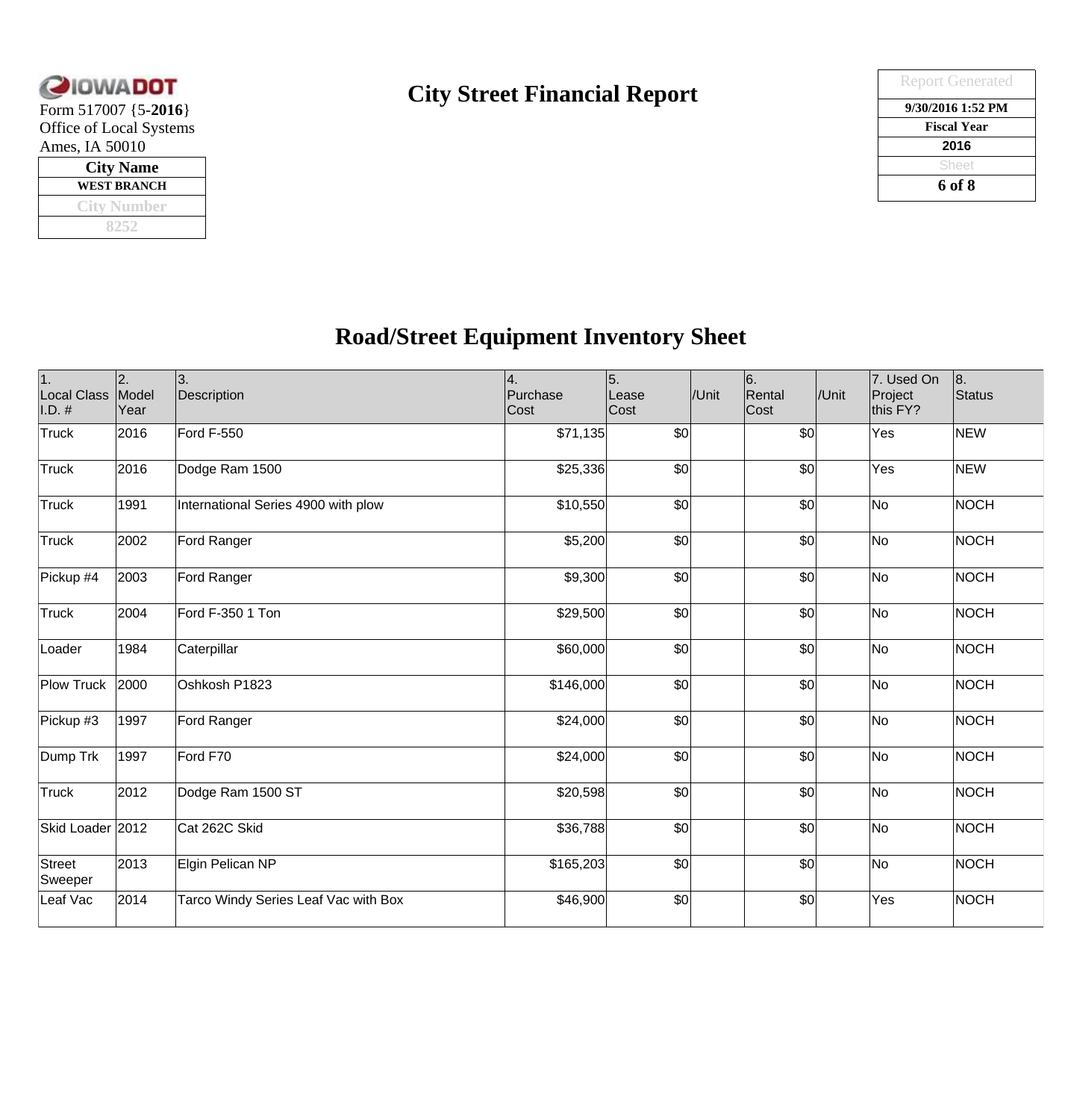Form 517007 {5-**2016**}
Office of Local Systems
Ames, IA 50010

| City Name |
|---|
| WEST BRANCH |
| City Number |
| 8252 |

# City Street Financial Report

| Report Generated |
|---|
| 9/30/2016 1:52 PM |
| Fiscal Year |
| 2016 |

## Road/Street Equipment Inventory Sheet

| 1. Local Class I.D. # | 2. Model Year | 3. Description | 4. Purchase Cost | 5. Lease Cost | /Unit | 6. Rental Cost | /Unit | 7. Used On Project this FY? | 8. Status |
|---|---|---|---|---|---|---|---|---|---|
| Truck | 2016 | Ford F-550 | $71,135 | $0 | | $0 | | Yes | NEW |
| Truck | 2016 | Dodge Ram 1500 | $25,336 | $0 | | $0 | | Yes | NEW |
| Truck | 1991 | International Series 4900 with plow | $10,550 | $0 | | $0 | | No | NOCH |
| Truck | 2002 | Ford Ranger | $5,200 | $0 | | $0 | | No | NOCH |
| Pickup #4 | 2003 | Ford Ranger | $9,300 | $0 | | $0 | | No | NOCH |
| Truck | 2004 | Ford F-350 1 Ton | $29,500 | $0 | | $0 | | No | NOCH |
| Loader | 1984 | Caterpillar | $60,000 | $0 | | $0 | | No | NOCH |
| Plow Truck | 2000 | Oshkosh P1823 | $146,000 | $0 | | $0 | | No | NOCH |
| Pickup #3 | 1997 | Ford Ranger | $24,000 | $0 | | $0 | | No | NOCH |
| Dump Trk | 1997 | Ford F70 | $24,000 | $0 | | $0 | | No | NOCH |
| Truck | 2012 | Dodge Ram 1500 ST | $20,598 | $0 | | $0 | | No | NOCH |
| Skid Loader | 2012 | Cat 262C Skid | $36,788 | $0 | | $0 | | No | NOCH |
| Street Sweeper | 2013 | Elgin Pelican NP | $165,203 | $0 | | $0 | | No | NOCH |
| Leaf Vac | 2014 | Tarco Windy Series Leaf Vac with Box | $46,900 | $0 | | $0 | | Yes | NOCH |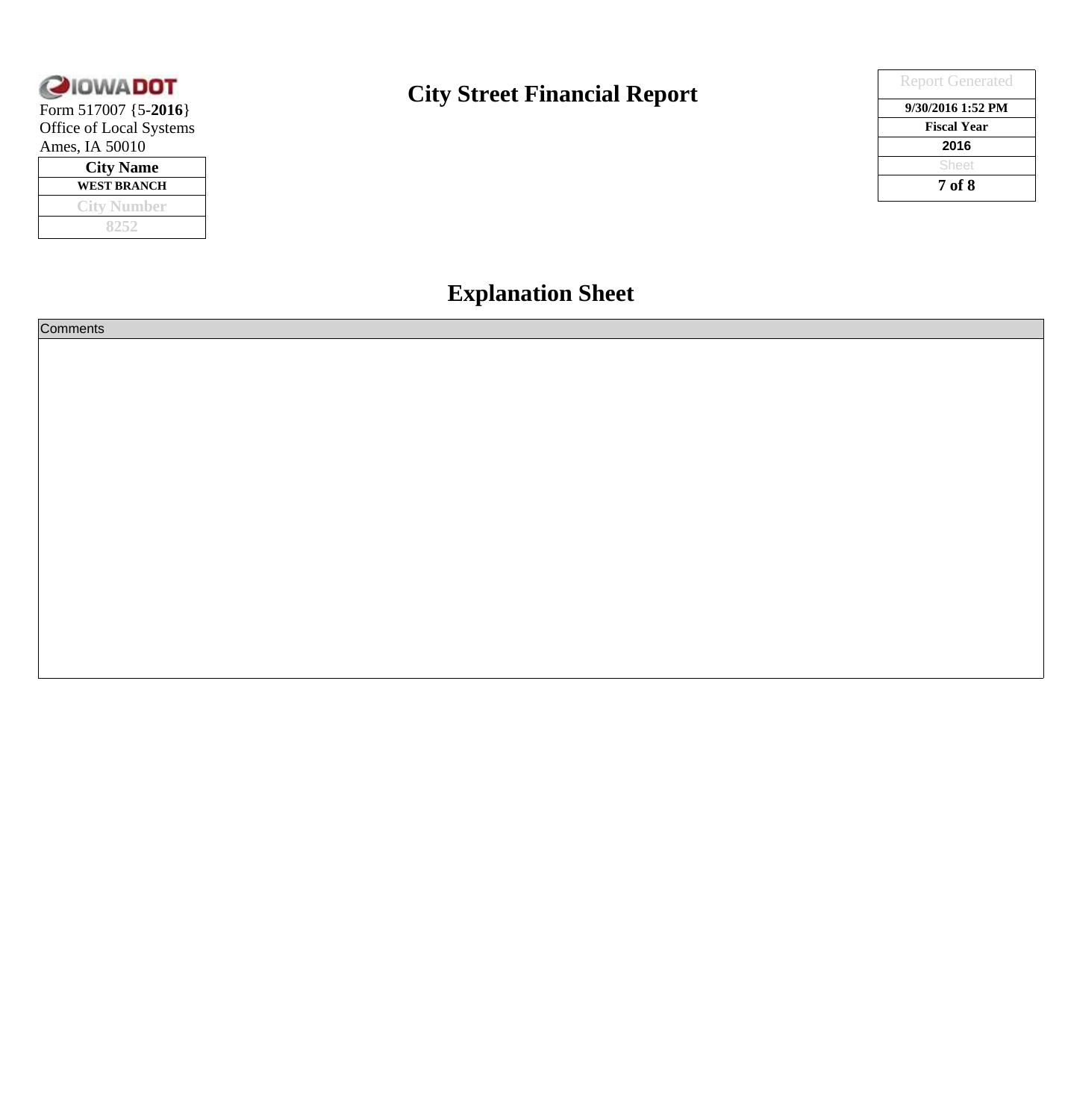IOWADOT

Form 517007 {5-**2016**}
Office of Local Systems
Ames, IA 50010

| City Name |
| --- |
| WEST BRANCH |
| City Number |
| 8252 |

# City Street Financial Report

| Report Generated |
| --- |
| 9/30/2016 1:52 PM |
| Fiscal Year |
| 2016 |

## Explanation Sheet

| Comments |
| --- |
| |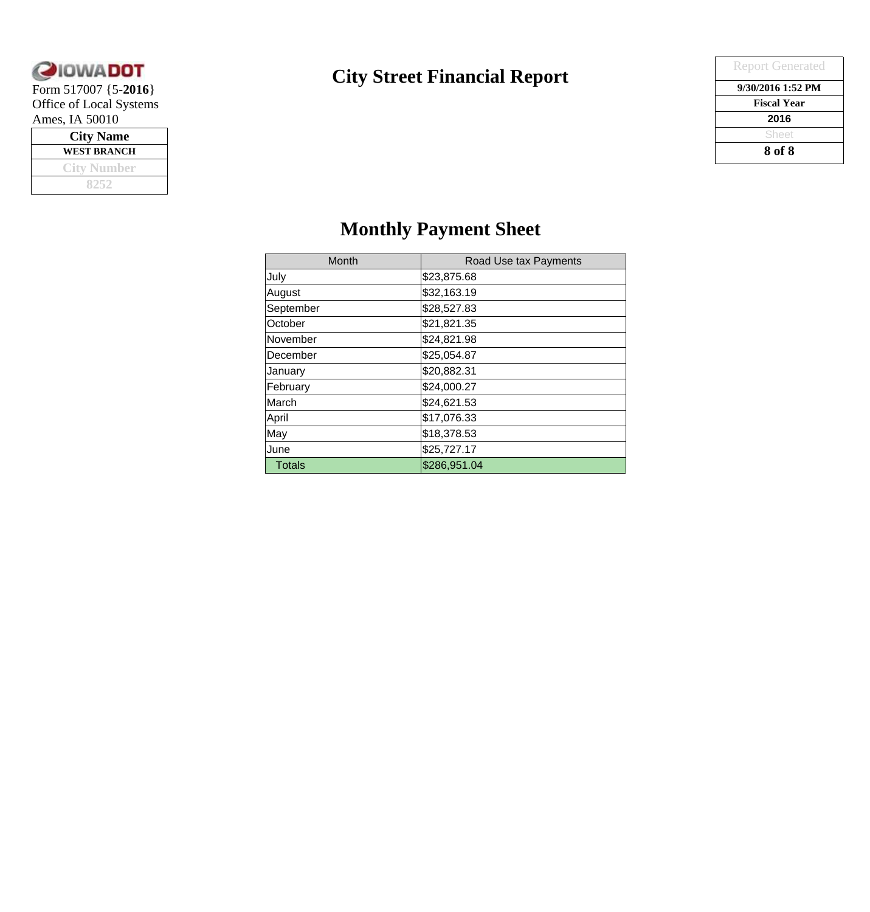IOWADOT
Form 517007 {5-**2016**}
Office of Local Systems
Ames, IA 50010

| City Name |
| --- |
| WEST BRANCH |
| City Number |
| 8252 |

# City Street Financial Report

| Report Generated |
| --- |
| 9/30/2016 1:52 PM |
| Fiscal Year |
| 2016 |

## Monthly Payment Sheet

| Month | Road Use tax Payments |
| --- | --- |
| July | $23,875.68 |
| August | $32,163.19 |
| September | $28,527.83 |
| October | $21,821.35 |
| November | $24,821.98 |
| December | $25,054.87 |
| January | $20,882.31 |
| February | $24,000.27 |
| March | $24,621.53 |
| April | $17,076.33 |
| May | $18,378.53 |
| June | $25,727.17 |
| Totals | $286,951.04 |